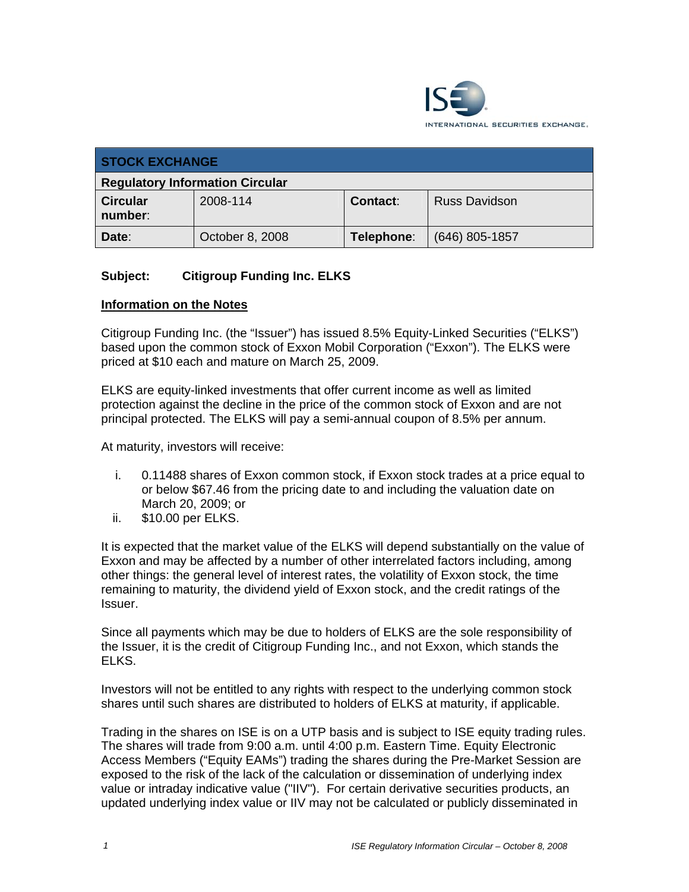| STOCK EXCHANGE | | | |
|---|---|---|---|
| **Regulatory Information Circular** | | | |
| **Circular number**: | 2008-114 | **Contact**: | Russ Davidson |
| **Date**: | October 8, 2008 | **Telephone**: | (646) 805-1857 |

**Subject: Citigroup Funding Inc. ELKS**

**Information on the Notes**

Citigroup Funding Inc. (the "Issuer") has issued 8.5% Equity-Linked Securities ("ELKS") based upon the common stock of Exxon Mobil Corporation ("Exxon"). The ELKS were priced at $10 each and mature on March 25, 2009.

ELKS are equity-linked investments that offer current income as well as limited protection against the decline in the price of the common stock of Exxon and are not principal protected. The ELKS will pay a semi-annual coupon of 8.5% per annum.

At maturity, investors will receive:

i. 0.11488 shares of Exxon common stock, if Exxon stock trades at a price equal to or below $67.46 from the pricing date to and including the valuation date on March 20, 2009; or
ii. $10.00 per ELKS.

It is expected that the market value of the ELKS will depend substantially on the value of Exxon and may be affected by a number of other interrelated factors including, among other things: the general level of interest rates, the volatility of Exxon stock, the time remaining to maturity, the dividend yield of Exxon stock, and the credit ratings of the Issuer.

Since all payments which may be due to holders of ELKS are the sole responsibility of the Issuer, it is the credit of Citigroup Funding Inc., and not Exxon, which stands the ELKS.

Investors will not be entitled to any rights with respect to the underlying common stock shares until such shares are distributed to holders of ELKS at maturity, if applicable.

Trading in the shares on ISE is on a UTP basis and is subject to ISE equity trading rules. The shares will trade from 9:00 a.m. until 4:00 p.m. Eastern Time. Equity Electronic Access Members ("Equity EAMs") trading the shares during the Pre-Market Session are exposed to the risk of the lack of the calculation or dissemination of underlying index value or intraday indicative value ("IIV"). For certain derivative securities products, an updated underlying index value or IIV may not be calculated or publicly disseminated in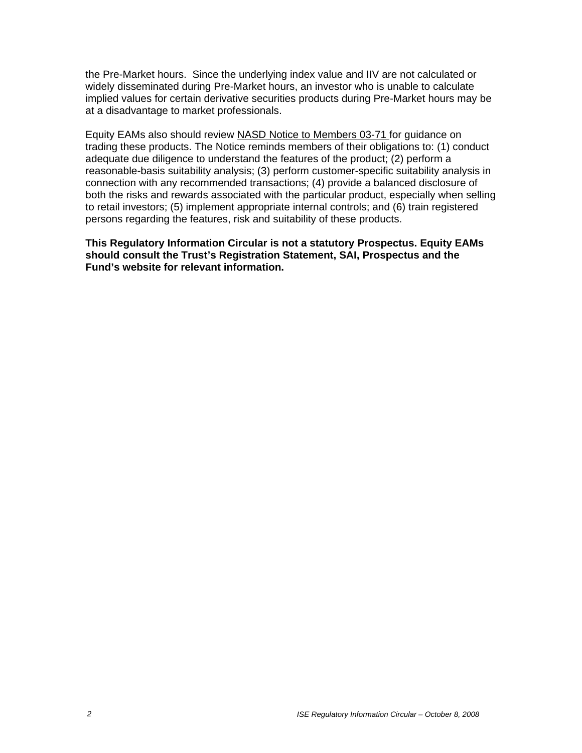the Pre-Market hours. Since the underlying index value and IIV are not calculated or widely disseminated during Pre-Market hours, an investor who is unable to calculate implied values for certain derivative securities products during Pre-Market hours may be at a disadvantage to market professionals.

Equity EAMs also should review NASD Notice to Members 03-71 for guidance on trading these products. The Notice reminds members of their obligations to: (1) conduct adequate due diligence to understand the features of the product; (2) perform a reasonable-basis suitability analysis; (3) perform customer-specific suitability analysis in connection with any recommended transactions; (4) provide a balanced disclosure of both the risks and rewards associated with the particular product, especially when selling to retail investors; (5) implement appropriate internal controls; and (6) train registered persons regarding the features, risk and suitability of these products.

**This Regulatory Information Circular is not a statutory Prospectus. Equity EAMs should consult the Trust's Registration Statement, SAI, Prospectus and the Fund's website for relevant information.**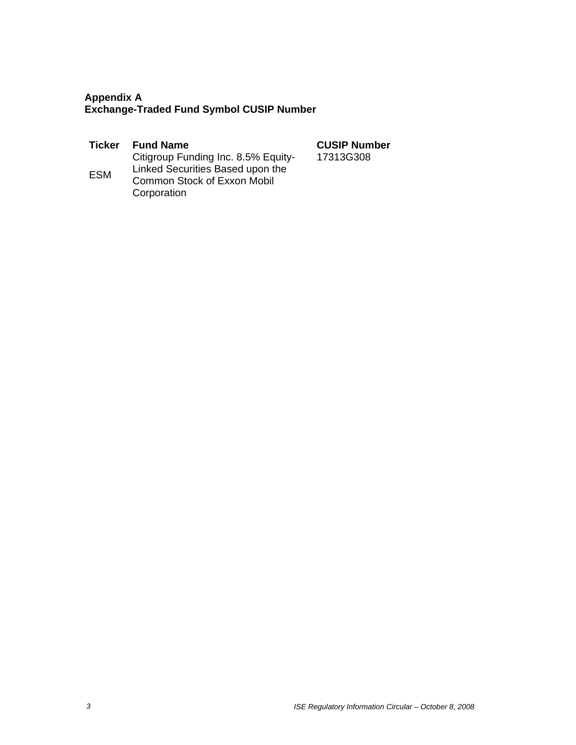**Appendix A**
**Exchange-Traded Fund Symbol CUSIP Number**

| Ticker | Fund Name | CUSIP Number |
|---|---|---|
| ESM | Citigroup Funding Inc. 8.5% Equity-Linked Securities Based upon the Common Stock of Exxon Mobil Corporation | 17313G308 |